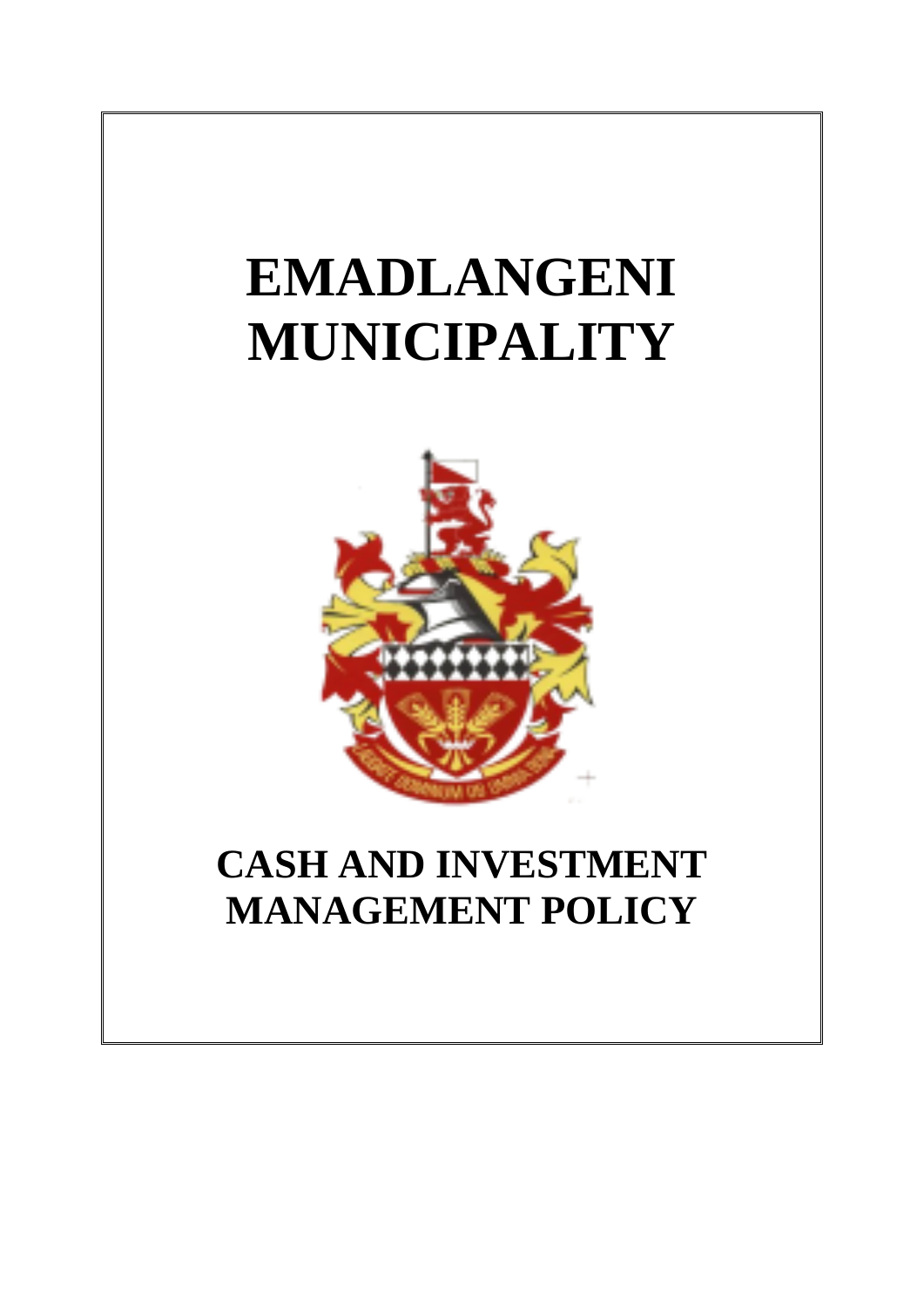# EMADLANGENI MUNICIPALITY

# CASH AND INVESTMENT MANAGEMENT POLICY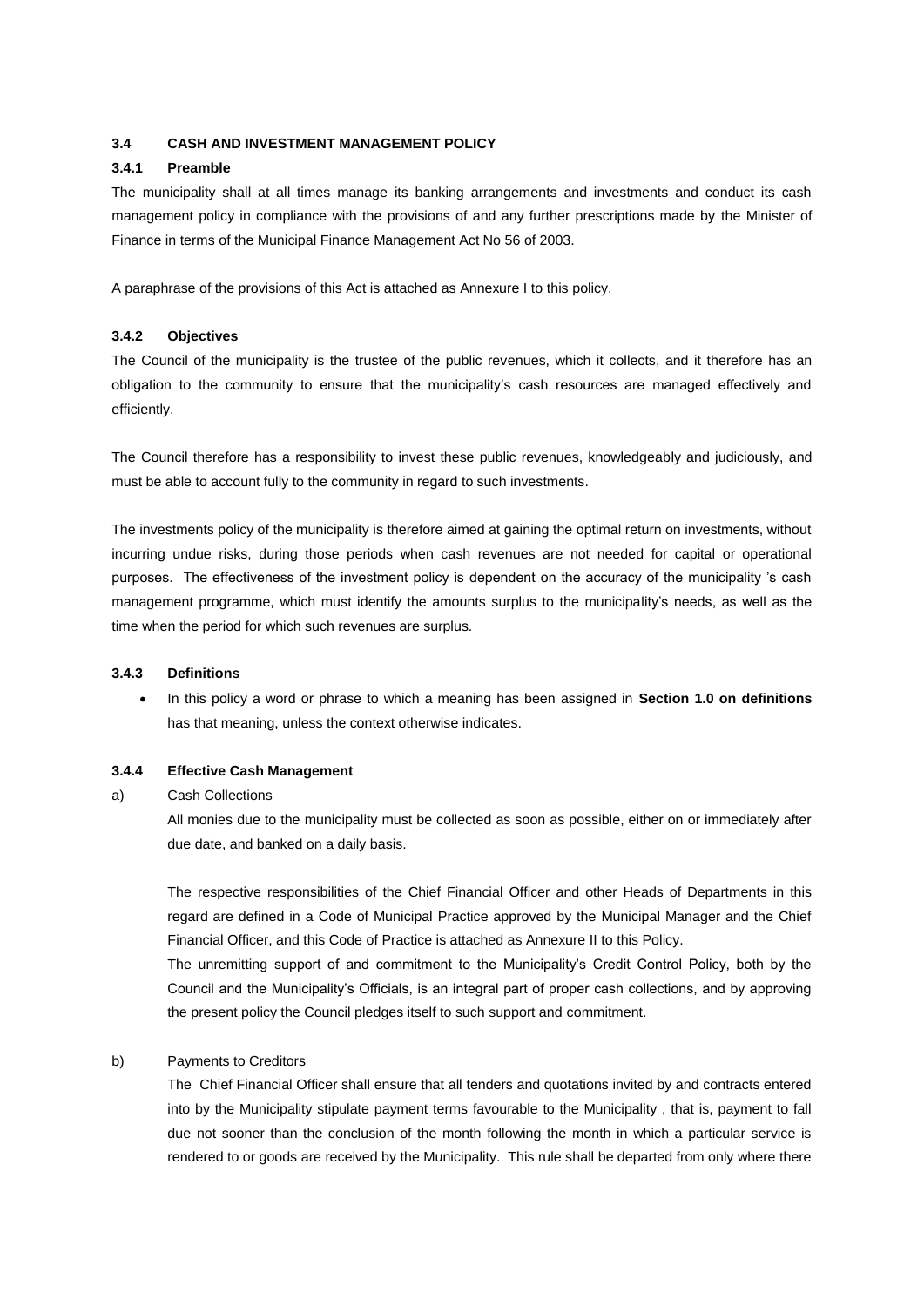### 3.4 CASH AND INVESTMENT MANAGEMENT POLICY

#### 3.4.1 Preamble

The municipality shall at all times manage its banking arrangements and investments and conduct its cash management policy in compliance with the provisions of and any further prescriptions made by the Minister of Finance in terms of the Municipal Finance Management Act No 56 of 2003.

A paraphrase of the provisions of this Act is attached as Annexure I to this policy.

#### 3.4.2 Objectives

The Council of the municipality is the trustee of the public revenues, which it collects, and it therefore has an obligation to the community to ensure that the municipality's cash resources are managed effectively and efficiently.

The Council therefore has a responsibility to invest these public revenues, knowledgeably and judiciously, and must be able to account fully to the community in regard to such investments.

The investments policy of the municipality is therefore aimed at gaining the optimal return on investments, without incurring undue risks, during those periods when cash revenues are not needed for capital or operational purposes. The effectiveness of the investment policy is dependent on the accuracy of the municipality 's cash management programme, which must identify the amounts surplus to the municipality's needs, as well as the time when the period for which such revenues are surplus.

#### 3.4.3 Definitions

- In this policy a word or phrase to which a meaning has been assigned in **Section 1.0 on definitions** has that meaning, unless the context otherwise indicates.

#### 3.4.4 Effective Cash Management

a) Cash Collections

All monies due to the municipality must be collected as soon as possible, either on or immediately after due date, and banked on a daily basis.

The respective responsibilities of the Chief Financial Officer and other Heads of Departments in this regard are defined in a Code of Municipal Practice approved by the Municipal Manager and the Chief Financial Officer, and this Code of Practice is attached as Annexure II to this Policy.

The unremitting support of and commitment to the Municipality's Credit Control Policy, both by the Council and the Municipality's Officials, is an integral part of proper cash collections, and by approving the present policy the Council pledges itself to such support and commitment.

b) Payments to Creditors

The Chief Financial Officer shall ensure that all tenders and quotations invited by and contracts entered into by the Municipality stipulate payment terms favourable to the Municipality , that is, payment to fall due not sooner than the conclusion of the month following the month in which a particular service is rendered to or goods are received by the Municipality. This rule shall be departed from only where there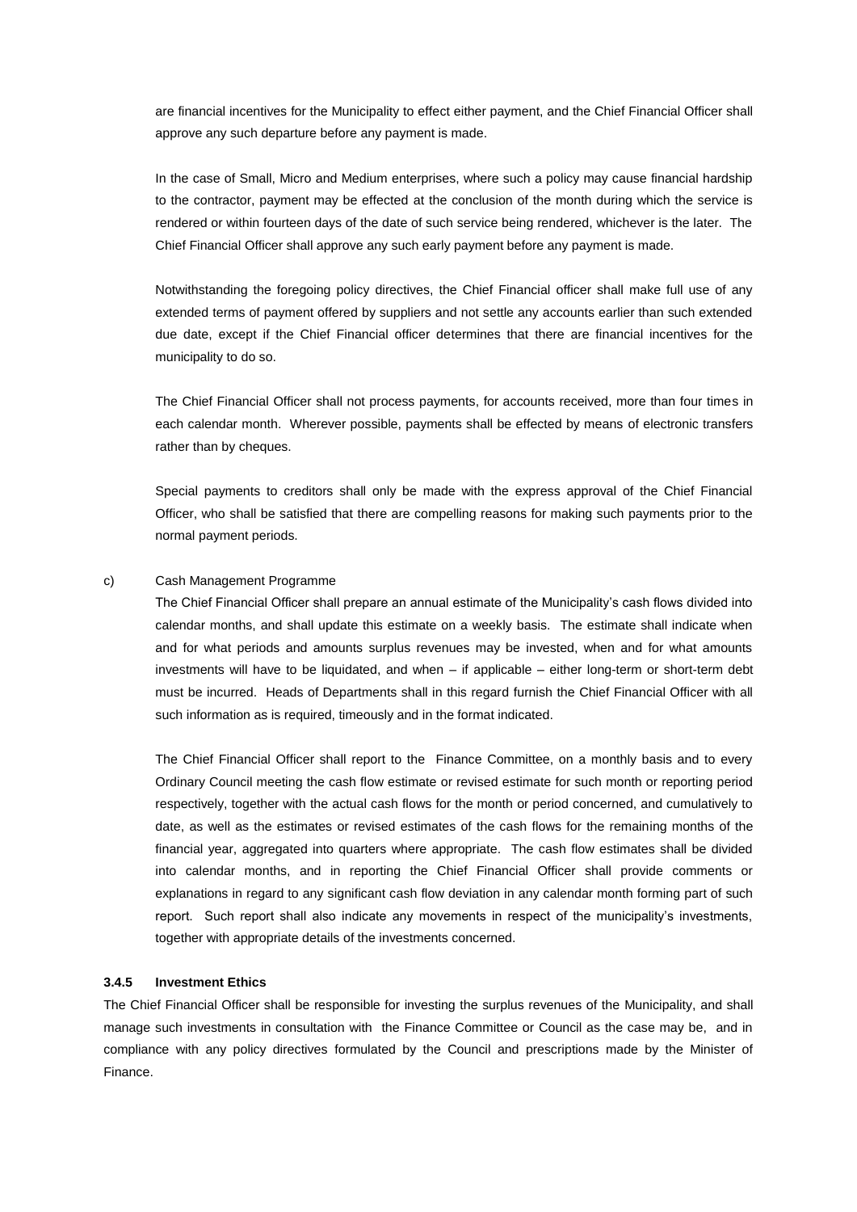are financial incentives for the Municipality to effect either payment, and the Chief Financial Officer shall approve any such departure before any payment is made.

In the case of Small, Micro and Medium enterprises, where such a policy may cause financial hardship to the contractor, payment may be effected at the conclusion of the month during which the service is rendered or within fourteen days of the date of such service being rendered, whichever is the later. The Chief Financial Officer shall approve any such early payment before any payment is made.

Notwithstanding the foregoing policy directives, the Chief Financial officer shall make full use of any extended terms of payment offered by suppliers and not settle any accounts earlier than such extended due date, except if the Chief Financial officer determines that there are financial incentives for the municipality to do so.

The Chief Financial Officer shall not process payments, for accounts received, more than four times in each calendar month. Wherever possible, payments shall be effected by means of electronic transfers rather than by cheques.

Special payments to creditors shall only be made with the express approval of the Chief Financial Officer, who shall be satisfied that there are compelling reasons for making such payments prior to the normal payment periods.

c) Cash Management Programme

The Chief Financial Officer shall prepare an annual estimate of the Municipality's cash flows divided into calendar months, and shall update this estimate on a weekly basis. The estimate shall indicate when and for what periods and amounts surplus revenues may be invested, when and for what amounts investments will have to be liquidated, and when – if applicable – either long-term or short-term debt must be incurred. Heads of Departments shall in this regard furnish the Chief Financial Officer with all such information as is required, timeously and in the format indicated.

The Chief Financial Officer shall report to the Finance Committee, on a monthly basis and to every Ordinary Council meeting the cash flow estimate or revised estimate for such month or reporting period respectively, together with the actual cash flows for the month or period concerned, and cumulatively to date, as well as the estimates or revised estimates of the cash flows for the remaining months of the financial year, aggregated into quarters where appropriate. The cash flow estimates shall be divided into calendar months, and in reporting the Chief Financial Officer shall provide comments or explanations in regard to any significant cash flow deviation in any calendar month forming part of such report. Such report shall also indicate any movements in respect of the municipality's investments, together with appropriate details of the investments concerned.

#### 3.4.5 Investment Ethics

The Chief Financial Officer shall be responsible for investing the surplus revenues of the Municipality, and shall manage such investments in consultation with the Finance Committee or Council as the case may be, and in compliance with any policy directives formulated by the Council and prescriptions made by the Minister of Finance.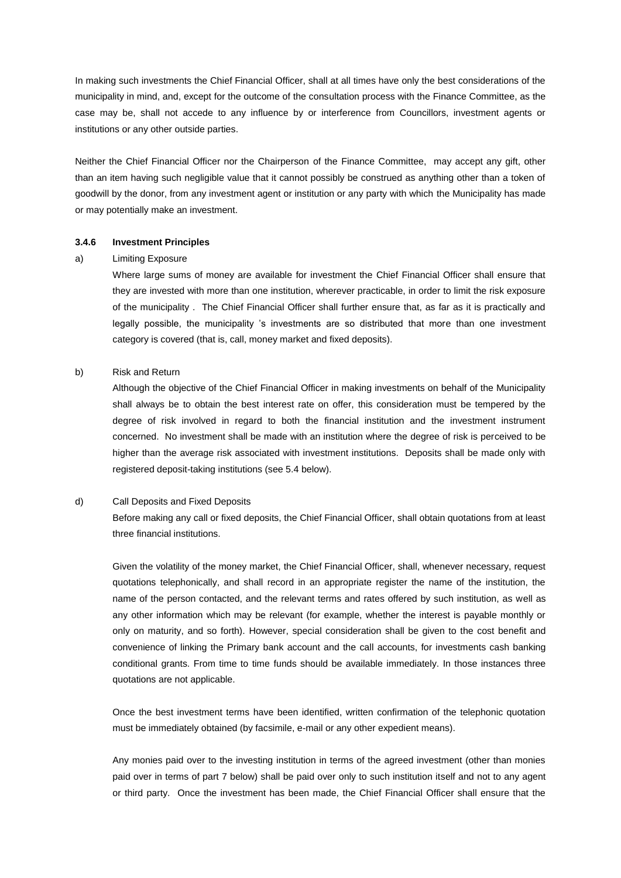In making such investments the Chief Financial Officer, shall at all times have only the best considerations of the municipality in mind, and, except for the outcome of the consultation process with the Finance Committee, as the case may be, shall not accede to any influence by or interference from Councillors, investment agents or institutions or any other outside parties.

Neither the Chief Financial Officer nor the Chairperson of the Finance Committee, may accept any gift, other than an item having such negligible value that it cannot possibly be construed as anything other than a token of goodwill by the donor, from any investment agent or institution or any party with which the Municipality has made or may potentially make an investment.

#### 3.4.6 Investment Principles

a) Limiting Exposure

Where large sums of money are available for investment the Chief Financial Officer shall ensure that they are invested with more than one institution, wherever practicable, in order to limit the risk exposure of the municipality . The Chief Financial Officer shall further ensure that, as far as it is practically and legally possible, the municipality 's investments are so distributed that more than one investment category is covered (that is, call, money market and fixed deposits).

b) Risk and Return

Although the objective of the Chief Financial Officer in making investments on behalf of the Municipality shall always be to obtain the best interest rate on offer, this consideration must be tempered by the degree of risk involved in regard to both the financial institution and the investment instrument concerned. No investment shall be made with an institution where the degree of risk is perceived to be higher than the average risk associated with investment institutions. Deposits shall be made only with registered deposit-taking institutions (see 5.4 below).

d) Call Deposits and Fixed Deposits

Before making any call or fixed deposits, the Chief Financial Officer, shall obtain quotations from at least three financial institutions.

Given the volatility of the money market, the Chief Financial Officer, shall, whenever necessary, request quotations telephonically, and shall record in an appropriate register the name of the institution, the name of the person contacted, and the relevant terms and rates offered by such institution, as well as any other information which may be relevant (for example, whether the interest is payable monthly or only on maturity, and so forth). However, special consideration shall be given to the cost benefit and convenience of linking the Primary bank account and the call accounts, for investments cash banking conditional grants. From time to time funds should be available immediately. In those instances three quotations are not applicable.

Once the best investment terms have been identified, written confirmation of the telephonic quotation must be immediately obtained (by facsimile, e-mail or any other expedient means).

Any monies paid over to the investing institution in terms of the agreed investment (other than monies paid over in terms of part 7 below) shall be paid over only to such institution itself and not to any agent or third party. Once the investment has been made, the Chief Financial Officer shall ensure that the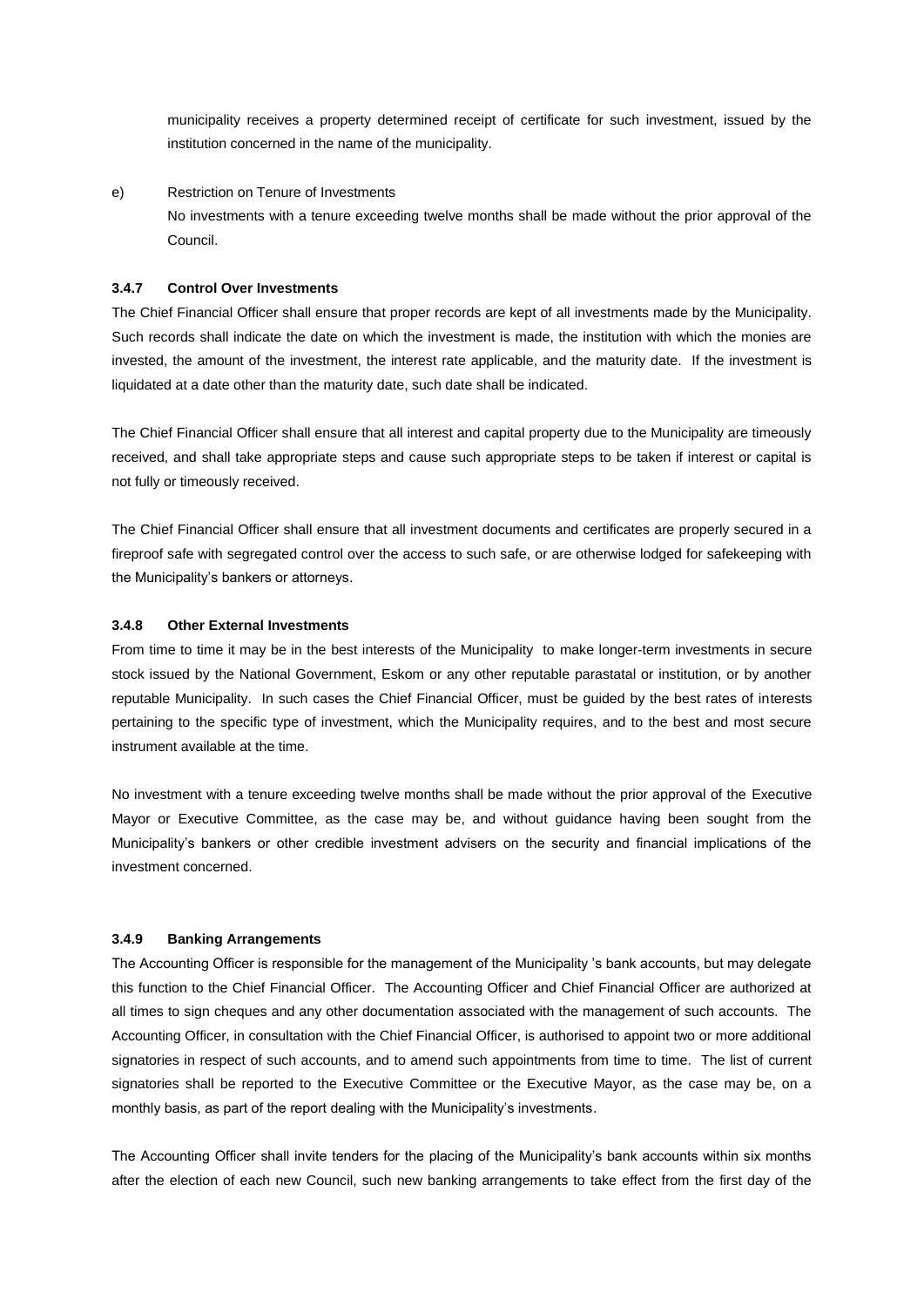municipality receives a property determined receipt of certificate for such investment, issued by the institution concerned in the name of the municipality.

e) Restriction on Tenure of Investments

No investments with a tenure exceeding twelve months shall be made without the prior approval of the Council.

#### 3.4.7 Control Over Investments

The Chief Financial Officer shall ensure that proper records are kept of all investments made by the Municipality. Such records shall indicate the date on which the investment is made, the institution with which the monies are invested, the amount of the investment, the interest rate applicable, and the maturity date. If the investment is liquidated at a date other than the maturity date, such date shall be indicated.

The Chief Financial Officer shall ensure that all interest and capital property due to the Municipality are timeously received, and shall take appropriate steps and cause such appropriate steps to be taken if interest or capital is not fully or timeously received.

The Chief Financial Officer shall ensure that all investment documents and certificates are properly secured in a fireproof safe with segregated control over the access to such safe, or are otherwise lodged for safekeeping with the Municipality's bankers or attorneys.

#### 3.4.8 Other External Investments

From time to time it may be in the best interests of the Municipality to make longer-term investments in secure stock issued by the National Government, Eskom or any other reputable parastatal or institution, or by another reputable Municipality. In such cases the Chief Financial Officer, must be guided by the best rates of interests pertaining to the specific type of investment, which the Municipality requires, and to the best and most secure instrument available at the time.

No investment with a tenure exceeding twelve months shall be made without the prior approval of the Executive Mayor or Executive Committee, as the case may be, and without guidance having been sought from the Municipality's bankers or other credible investment advisers on the security and financial implications of the investment concerned.

#### 3.4.9 Banking Arrangements

The Accounting Officer is responsible for the management of the Municipality 's bank accounts, but may delegate this function to the Chief Financial Officer. The Accounting Officer and Chief Financial Officer are authorized at all times to sign cheques and any other documentation associated with the management of such accounts. The Accounting Officer, in consultation with the Chief Financial Officer, is authorised to appoint two or more additional signatories in respect of such accounts, and to amend such appointments from time to time. The list of current signatories shall be reported to the Executive Committee or the Executive Mayor, as the case may be, on a monthly basis, as part of the report dealing with the Municipality's investments.

The Accounting Officer shall invite tenders for the placing of the Municipality's bank accounts within six months after the election of each new Council, such new banking arrangements to take effect from the first day of the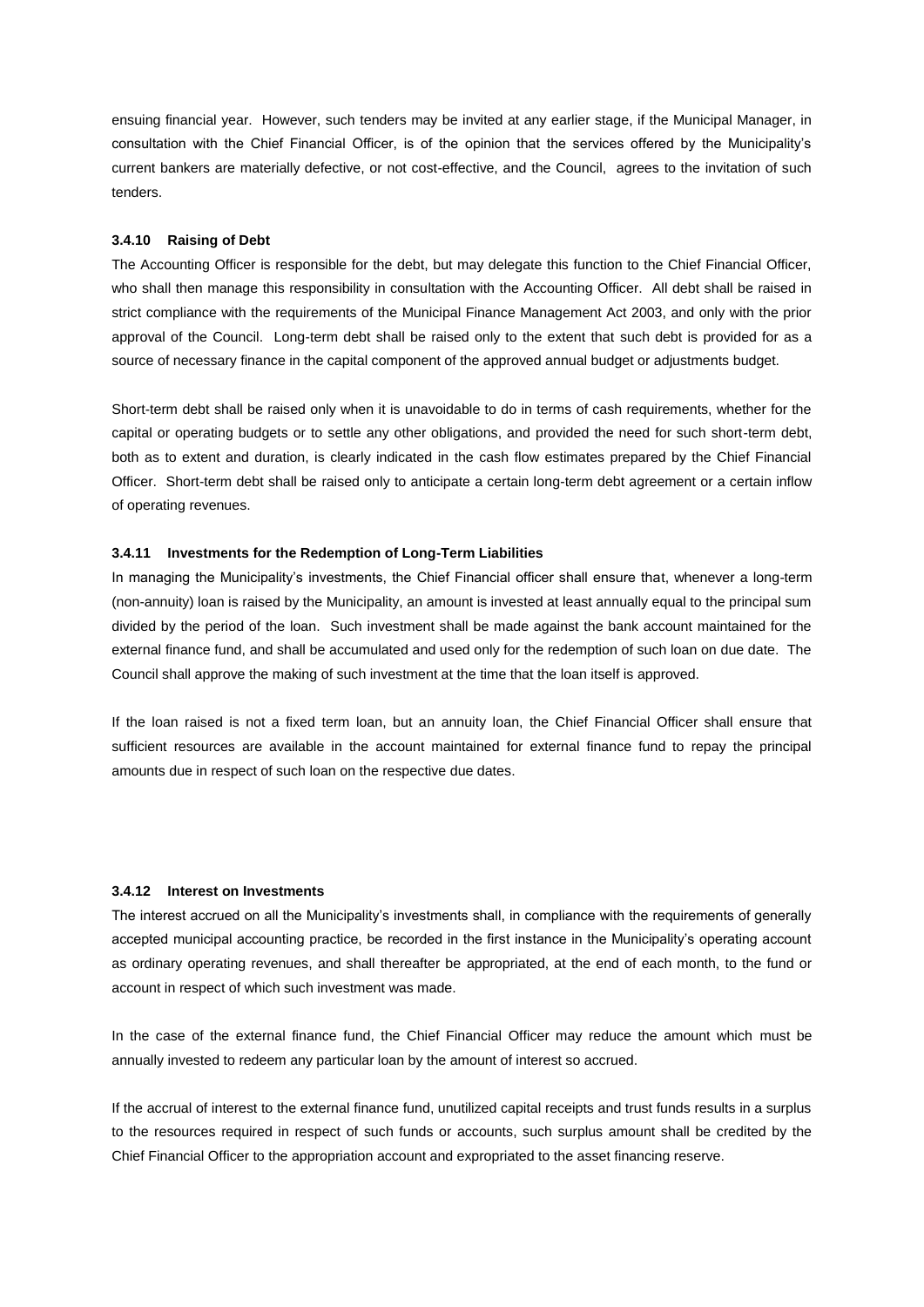ensuing financial year. However, such tenders may be invited at any earlier stage, if the Municipal Manager, in consultation with the Chief Financial Officer, is of the opinion that the services offered by the Municipality's current bankers are materially defective, or not cost-effective, and the Council, agrees to the invitation of such tenders.

#### 3.4.10 Raising of Debt

The Accounting Officer is responsible for the debt, but may delegate this function to the Chief Financial Officer, who shall then manage this responsibility in consultation with the Accounting Officer. All debt shall be raised in strict compliance with the requirements of the Municipal Finance Management Act 2003, and only with the prior approval of the Council. Long-term debt shall be raised only to the extent that such debt is provided for as a source of necessary finance in the capital component of the approved annual budget or adjustments budget.

Short-term debt shall be raised only when it is unavoidable to do in terms of cash requirements, whether for the capital or operating budgets or to settle any other obligations, and provided the need for such short-term debt, both as to extent and duration, is clearly indicated in the cash flow estimates prepared by the Chief Financial Officer. Short-term debt shall be raised only to anticipate a certain long-term debt agreement or a certain inflow of operating revenues.

#### 3.4.11 Investments for the Redemption of Long-Term Liabilities

In managing the Municipality's investments, the Chief Financial officer shall ensure that, whenever a long-term (non-annuity) loan is raised by the Municipality, an amount is invested at least annually equal to the principal sum divided by the period of the loan. Such investment shall be made against the bank account maintained for the external finance fund, and shall be accumulated and used only for the redemption of such loan on due date. The Council shall approve the making of such investment at the time that the loan itself is approved.

If the loan raised is not a fixed term loan, but an annuity loan, the Chief Financial Officer shall ensure that sufficient resources are available in the account maintained for external finance fund to repay the principal amounts due in respect of such loan on the respective due dates.

#### 3.4.12 Interest on Investments

The interest accrued on all the Municipality's investments shall, in compliance with the requirements of generally accepted municipal accounting practice, be recorded in the first instance in the Municipality's operating account as ordinary operating revenues, and shall thereafter be appropriated, at the end of each month, to the fund or account in respect of which such investment was made.

In the case of the external finance fund, the Chief Financial Officer may reduce the amount which must be annually invested to redeem any particular loan by the amount of interest so accrued.

If the accrual of interest to the external finance fund, unutilized capital receipts and trust funds results in a surplus to the resources required in respect of such funds or accounts, such surplus amount shall be credited by the Chief Financial Officer to the appropriation account and expropriated to the asset financing reserve.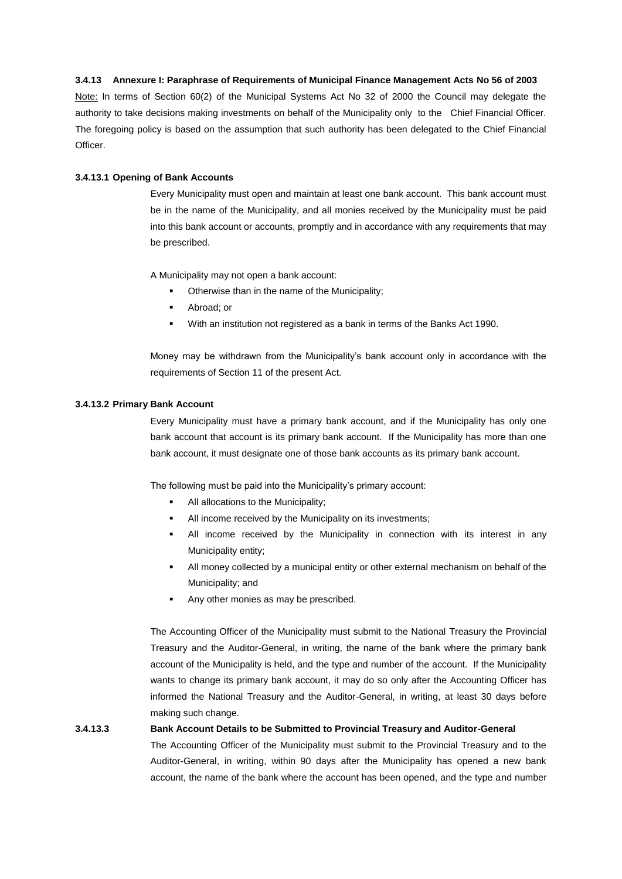### 3.4.13 Annexure I: Paraphrase of Requirements of Municipal Finance Management Acts No 56 of 2003

Note: In terms of Section 60(2) of the Municipal Systems Act No 32 of 2000 the Council may delegate the authority to take decisions making investments on behalf of the Municipality only to the Chief Financial Officer. The foregoing policy is based on the assumption that such authority has been delegated to the Chief Financial Officer.

#### 3.4.13.1 Opening of Bank Accounts

Every Municipality must open and maintain at least one bank account. This bank account must be in the name of the Municipality, and all monies received by the Municipality must be paid into this bank account or accounts, promptly and in accordance with any requirements that may be prescribed.

A Municipality may not open a bank account:

- Otherwise than in the name of the Municipality;
- Abroad; or
- With an institution not registered as a bank in terms of the Banks Act 1990.

Money may be withdrawn from the Municipality's bank account only in accordance with the requirements of Section 11 of the present Act.

#### 3.4.13.2 Primary Bank Account

Every Municipality must have a primary bank account, and if the Municipality has only one bank account that account is its primary bank account. If the Municipality has more than one bank account, it must designate one of those bank accounts as its primary bank account.

The following must be paid into the Municipality's primary account:

- All allocations to the Municipality;
- All income received by the Municipality on its investments;
- All income received by the Municipality in connection with its interest in any Municipality entity;
- All money collected by a municipal entity or other external mechanism on behalf of the Municipality; and
- Any other monies as may be prescribed.

The Accounting Officer of the Municipality must submit to the National Treasury the Provincial Treasury and the Auditor-General, in writing, the name of the bank where the primary bank account of the Municipality is held, and the type and number of the account. If the Municipality wants to change its primary bank account, it may do so only after the Accounting Officer has informed the National Treasury and the Auditor-General, in writing, at least 30 days before making such change.

#### 3.4.13.3 Bank Account Details to be Submitted to Provincial Treasury and Auditor-General

The Accounting Officer of the Municipality must submit to the Provincial Treasury and to the Auditor-General, in writing, within 90 days after the Municipality has opened a new bank account, the name of the bank where the account has been opened, and the type and number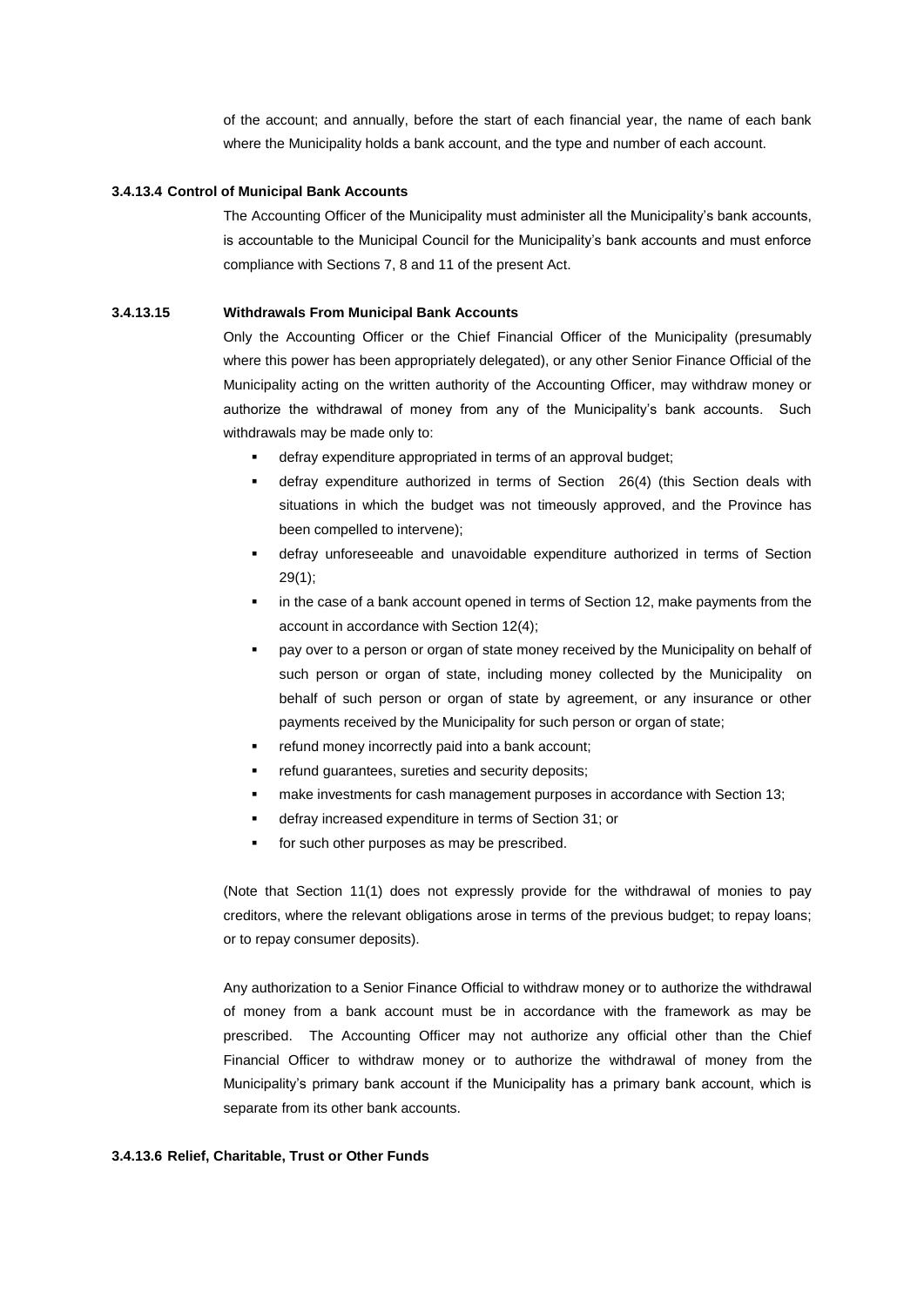of the account; and annually, before the start of each financial year, the name of each bank where the Municipality holds a bank account, and the type and number of each account.

#### 3.4.13.4 Control of Municipal Bank Accounts

The Accounting Officer of the Municipality must administer all the Municipality's bank accounts, is accountable to the Municipal Council for the Municipality's bank accounts and must enforce compliance with Sections 7, 8 and 11 of the present Act.

#### 3.4.13.15 Withdrawals From Municipal Bank Accounts

Only the Accounting Officer or the Chief Financial Officer of the Municipality (presumably where this power has been appropriately delegated), or any other Senior Finance Official of the Municipality acting on the written authority of the Accounting Officer, may withdraw money or authorize the withdrawal of money from any of the Municipality's bank accounts. Such withdrawals may be made only to:

- defray expenditure appropriated in terms of an approval budget;
- defray expenditure authorized in terms of Section 26(4) (this Section deals with situations in which the budget was not timeously approved, and the Province has been compelled to intervene);
- defray unforeseeable and unavoidable expenditure authorized in terms of Section 29(1);
- in the case of a bank account opened in terms of Section 12, make payments from the account in accordance with Section 12(4);
- pay over to a person or organ of state money received by the Municipality on behalf of such person or organ of state, including money collected by the Municipality on behalf of such person or organ of state by agreement, or any insurance or other payments received by the Municipality for such person or organ of state;
- refund money incorrectly paid into a bank account;
- refund guarantees, sureties and security deposits;
- make investments for cash management purposes in accordance with Section 13;
- defray increased expenditure in terms of Section 31; or
- for such other purposes as may be prescribed.

(Note that Section 11(1) does not expressly provide for the withdrawal of monies to pay creditors, where the relevant obligations arose in terms of the previous budget; to repay loans; or to repay consumer deposits).

Any authorization to a Senior Finance Official to withdraw money or to authorize the withdrawal of money from a bank account must be in accordance with the framework as may be prescribed. The Accounting Officer may not authorize any official other than the Chief Financial Officer to withdraw money or to authorize the withdrawal of money from the Municipality's primary bank account if the Municipality has a primary bank account, which is separate from its other bank accounts.

#### 3.4.13.6 Relief, Charitable, Trust or Other Funds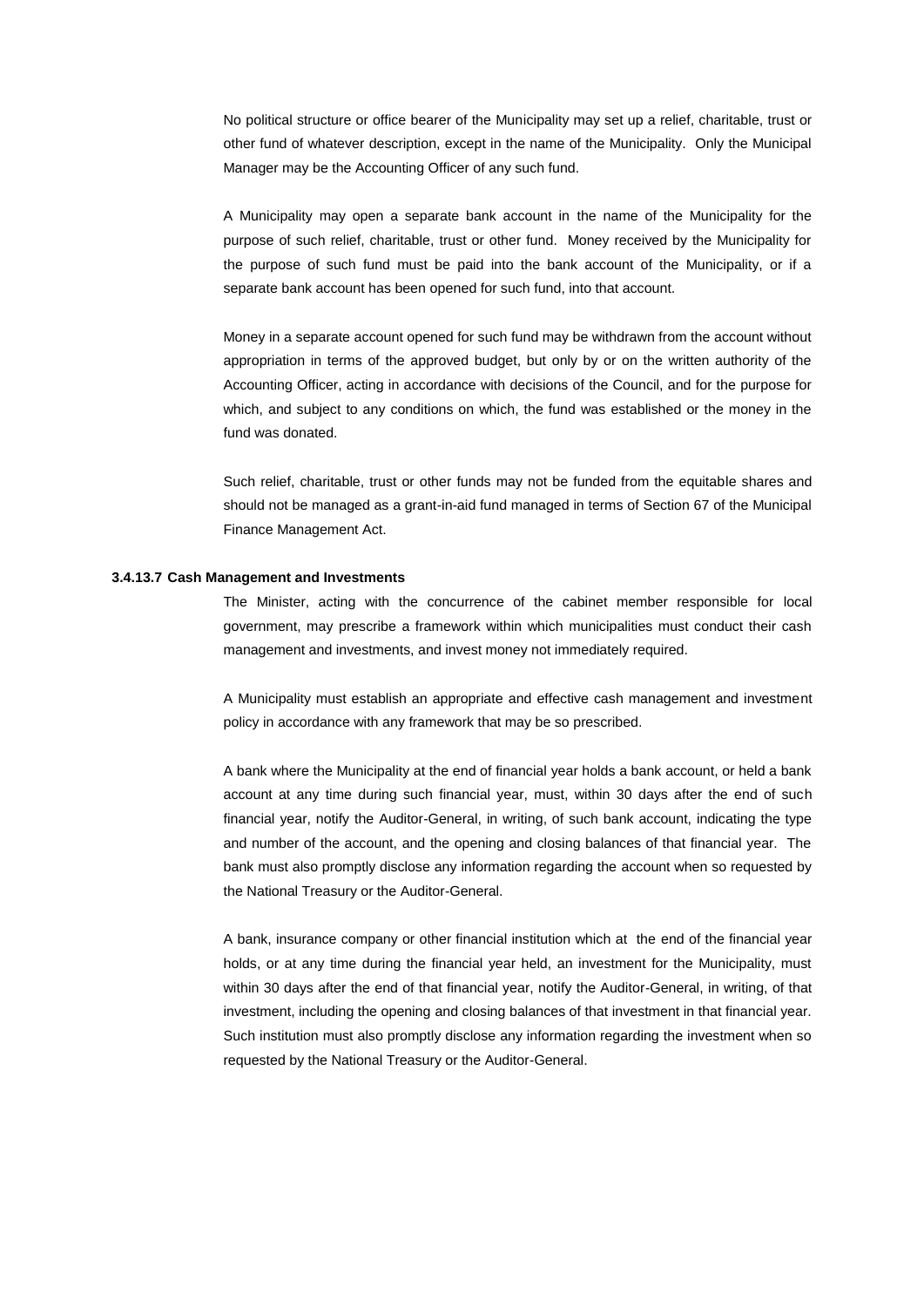No political structure or office bearer of the Municipality may set up a relief, charitable, trust or other fund of whatever description, except in the name of the Municipality. Only the Municipal Manager may be the Accounting Officer of any such fund.

A Municipality may open a separate bank account in the name of the Municipality for the purpose of such relief, charitable, trust or other fund. Money received by the Municipality for the purpose of such fund must be paid into the bank account of the Municipality, or if a separate bank account has been opened for such fund, into that account.

Money in a separate account opened for such fund may be withdrawn from the account without appropriation in terms of the approved budget, but only by or on the written authority of the Accounting Officer, acting in accordance with decisions of the Council, and for the purpose for which, and subject to any conditions on which, the fund was established or the money in the fund was donated.

Such relief, charitable, trust or other funds may not be funded from the equitable shares and should not be managed as a grant-in-aid fund managed in terms of Section 67 of the Municipal Finance Management Act.

**3.4.13.7 Cash Management and Investments**

The Minister, acting with the concurrence of the cabinet member responsible for local government, may prescribe a framework within which municipalities must conduct their cash management and investments, and invest money not immediately required.

A Municipality must establish an appropriate and effective cash management and investment policy in accordance with any framework that may be so prescribed.

A bank where the Municipality at the end of financial year holds a bank account, or held a bank account at any time during such financial year, must, within 30 days after the end of such financial year, notify the Auditor-General, in writing, of such bank account, indicating the type and number of the account, and the opening and closing balances of that financial year. The bank must also promptly disclose any information regarding the account when so requested by the National Treasury or the Auditor-General.

A bank, insurance company or other financial institution which at the end of the financial year holds, or at any time during the financial year held, an investment for the Municipality, must within 30 days after the end of that financial year, notify the Auditor-General, in writing, of that investment, including the opening and closing balances of that investment in that financial year. Such institution must also promptly disclose any information regarding the investment when so requested by the National Treasury or the Auditor-General.